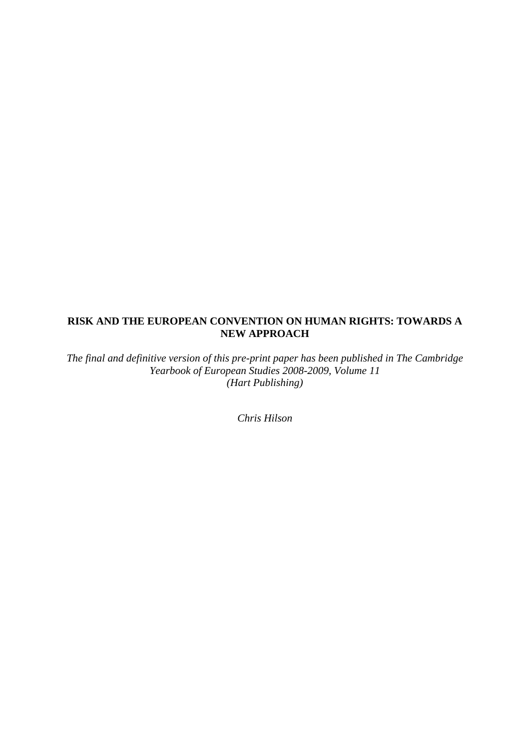# RISK AND THE EUROPEAN CONVENTION ON HUMAN RIGHTS: TOWARDS A NEW APPROACH

*The final and definitive version of this pre-print paper has been published in The Cambridge Yearbook of European Studies 2008-2009, Volume 11 (Hart Publishing)*

*Chris Hilson*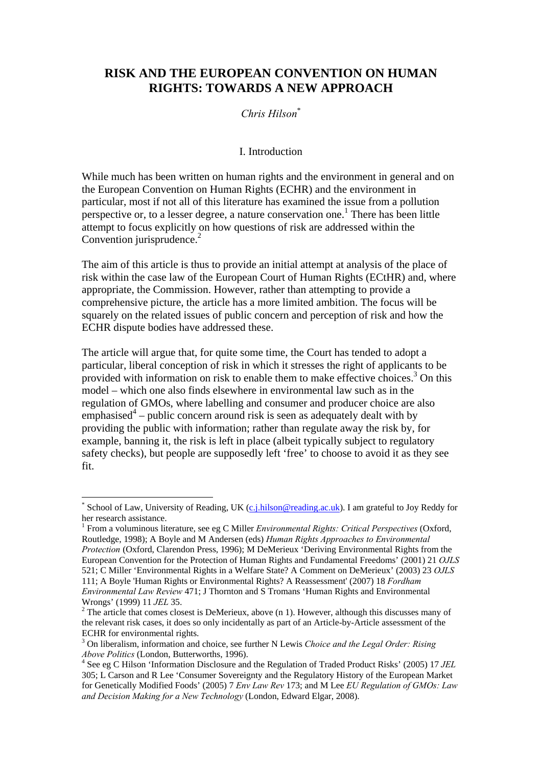# RISK AND THE EUROPEAN CONVENTION ON HUMAN RIGHTS: TOWARDS A NEW APPROACH

*Chris Hilson*[*]

## I. Introduction

While much has been written on human rights and the environment in general and on the European Convention on Human Rights (ECHR) and the environment in particular, most if not all of this literature has examined the issue from a pollution perspective or, to a lesser degree, a nature conservation one.[1] There has been little attempt to focus explicitly on how questions of risk are addressed within the Convention jurisprudence.[2]

The aim of this article is thus to provide an initial attempt at analysis of the place of risk within the case law of the European Court of Human Rights (ECtHR) and, where appropriate, the Commission. However, rather than attempting to provide a comprehensive picture, the article has a more limited ambition. The focus will be squarely on the related issues of public concern and perception of risk and how the ECHR dispute bodies have addressed these.

The article will argue that, for quite some time, the Court has tended to adopt a particular, liberal conception of risk in which it stresses the right of applicants to be provided with information on risk to enable them to make effective choices.[3] On this model – which one also finds elsewhere in environmental law such as in the regulation of GMOs, where labelling and consumer and producer choice are also emphasised[4] – public concern around risk is seen as adequately dealt with by providing the public with information; rather than regulate away the risk by, for example, banning it, the risk is left in place (albeit typically subject to regulatory safety checks), but people are supposedly left 'free' to choose to avoid it as they see fit.

---

[*] School of Law, University of Reading, UK (c.j.hilson@reading.ac.uk). I am grateful to Joy Reddy for her research assistance.

[1] From a voluminous literature, see eg C Miller *Environmental Rights: Critical Perspectives* (Oxford, Routledge, 1998); A Boyle and M Andersen (eds) *Human Rights Approaches to Environmental Protection* (Oxford, Clarendon Press, 1996); M DeMerieux 'Deriving Environmental Rights from the European Convention for the Protection of Human Rights and Fundamental Freedoms' (2001) 21 *OJLS* 521; C Miller 'Environmental Rights in a Welfare State? A Comment on DeMerieux' (2003) 23 *OJLS* 111; A Boyle 'Human Rights or Environmental Rights? A Reassessment' (2007) 18 *Fordham Environmental Law Review* 471; J Thornton and S Tromans 'Human Rights and Environmental Wrongs' (1999) 11 *JEL* 35.

[2] The article that comes closest is DeMerieux, above (n 1). However, although this discusses many of the relevant risk cases, it does so only incidentally as part of an Article-by-Article assessment of the ECHR for environmental rights.

[3] On liberalism, information and choice, see further N Lewis *Choice and the Legal Order: Rising Above Politics* (London, Butterworths, 1996).

[4] See eg C Hilson 'Information Disclosure and the Regulation of Traded Product Risks' (2005) 17 *JEL* 305; L Carson and R Lee 'Consumer Sovereignty and the Regulatory History of the European Market for Genetically Modified Foods' (2005) 7 *Env Law Rev* 173; and M Lee *EU Regulation of GMOs: Law and Decision Making for a New Technology* (London, Edward Elgar, 2008).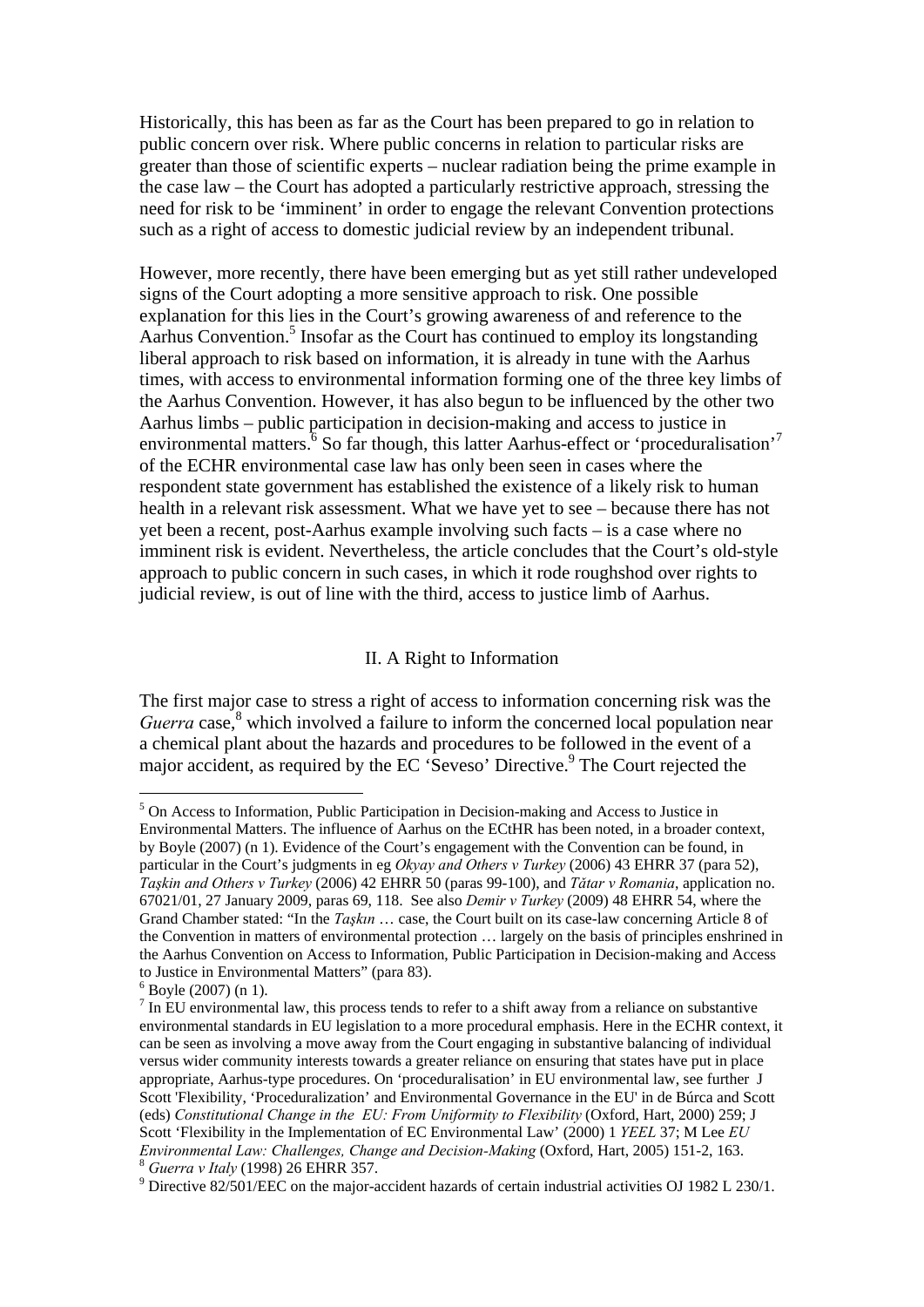Historically, this has been as far as the Court has been prepared to go in relation to public concern over risk. Where public concerns in relation to particular risks are greater than those of scientific experts – nuclear radiation being the prime example in the case law – the Court has adopted a particularly restrictive approach, stressing the need for risk to be 'imminent' in order to engage the relevant Convention protections such as a right of access to domestic judicial review by an independent tribunal.

However, more recently, there have been emerging but as yet still rather undeveloped signs of the Court adopting a more sensitive approach to risk. One possible explanation for this lies in the Court's growing awareness of and reference to the Aarhus Convention.[5] Insofar as the Court has continued to employ its longstanding liberal approach to risk based on information, it is already in tune with the Aarhus times, with access to environmental information forming one of the three key limbs of the Aarhus Convention. However, it has also begun to be influenced by the other two Aarhus limbs – public participation in decision-making and access to justice in environmental matters.[6] So far though, this latter Aarhus-effect or 'proceduralisation'[7] of the ECHR environmental case law has only been seen in cases where the respondent state government has established the existence of a likely risk to human health in a relevant risk assessment. What we have yet to see – because there has not yet been a recent, post-Aarhus example involving such facts – is a case where no imminent risk is evident. Nevertheless, the article concludes that the Court's old-style approach to public concern in such cases, in which it rode roughshod over rights to judicial review, is out of line with the third, access to justice limb of Aarhus.

## II. A Right to Information

The first major case to stress a right of access to information concerning risk was the *Guerra* case,[8] which involved a failure to inform the concerned local population near a chemical plant about the hazards and procedures to be followed in the event of a major accident, as required by the EC 'Seveso' Directive.[9] The Court rejected the

---

[5] On Access to Information, Public Participation in Decision-making and Access to Justice in Environmental Matters. The influence of Aarhus on the ECtHR has been noted, in a broader context, by Boyle (2007) (n 1). Evidence of the Court's engagement with the Convention can be found, in particular in the Court's judgments in eg *Okyay and Others v Turkey* (2006) 43 EHRR 37 (para 52), *Taşkin and Others v Turkey* (2006) 42 EHRR 50 (paras 99-100), and *Tătar v Romania*, application no. 67021/01, 27 January 2009, paras 69, 118. See also *Demir v Turkey* (2009) 48 EHRR 54, where the Grand Chamber stated: "In the *Taşkın* … case, the Court built on its case-law concerning Article 8 of the Convention in matters of environmental protection … largely on the basis of principles enshrined in the Aarhus Convention on Access to Information, Public Participation in Decision-making and Access to Justice in Environmental Matters" (para 83).

[6] Boyle (2007) (n 1).

[7] In EU environmental law, this process tends to refer to a shift away from a reliance on substantive environmental standards in EU legislation to a more procedural emphasis. Here in the ECHR context, it can be seen as involving a move away from the Court engaging in substantive balancing of individual versus wider community interests towards a greater reliance on ensuring that states have put in place appropriate, Aarhus-type procedures. On 'proceduralisation' in EU environmental law, see further J Scott 'Flexibility, 'Proceduralization' and Environmental Governance in the EU' in de Búrca and Scott (eds) *Constitutional Change in the EU: From Uniformity to Flexibility* (Oxford, Hart, 2000) 259; J Scott 'Flexibility in the Implementation of EC Environmental Law' (2000) 1 *YEEL* 37; M Lee *EU Environmental Law: Challenges, Change and Decision-Making* (Oxford, Hart, 2005) 151-2, 163.

[8] *Guerra v Italy* (1998) 26 EHRR 357.

[9] Directive 82/501/EEC on the major-accident hazards of certain industrial activities OJ 1982 L 230/1.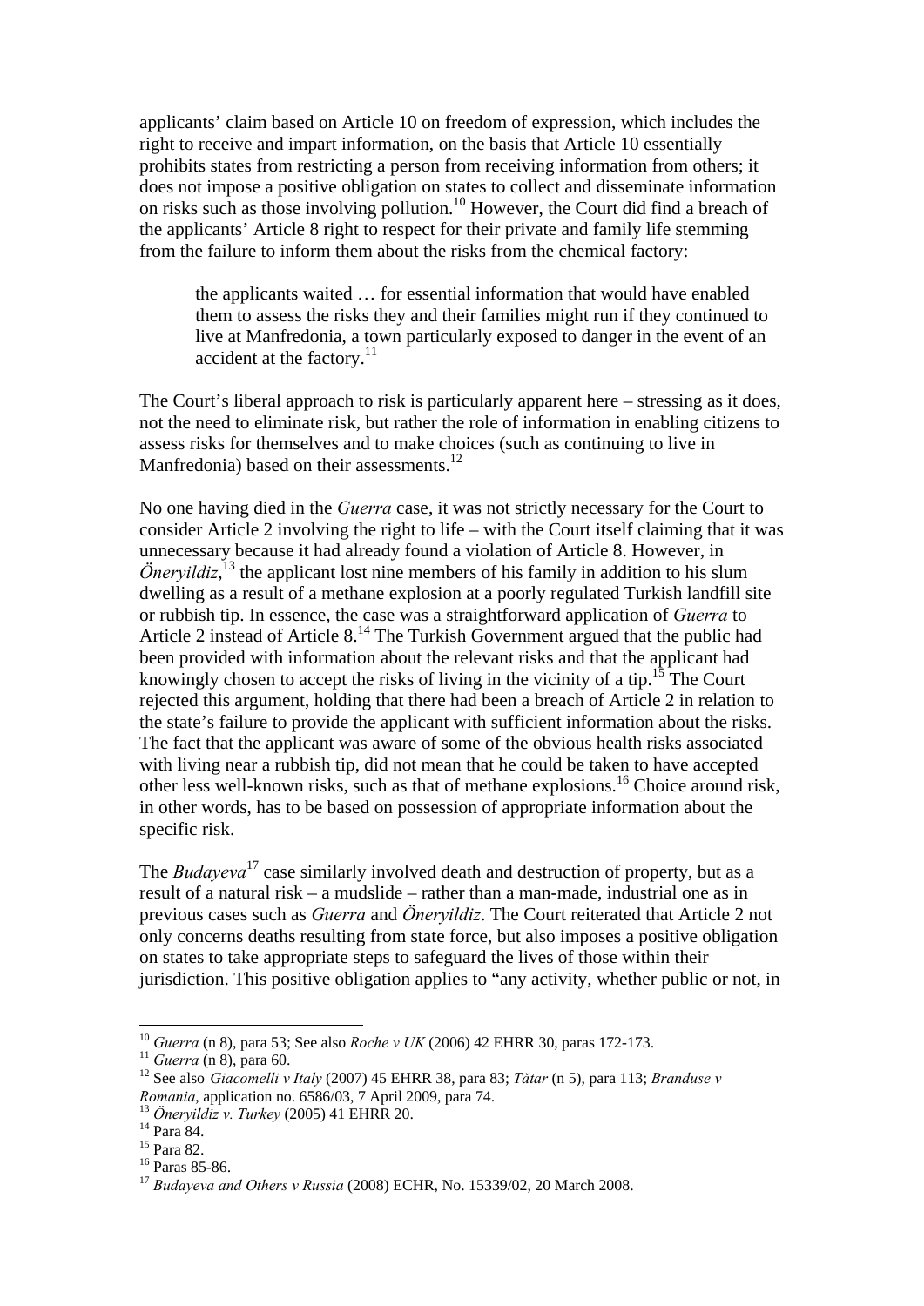applicants' claim based on Article 10 on freedom of expression, which includes the right to receive and impart information, on the basis that Article 10 essentially prohibits states from restricting a person from receiving information from others; it does not impose a positive obligation on states to collect and disseminate information on risks such as those involving pollution.[10] However, the Court did find a breach of the applicants' Article 8 right to respect for their private and family life stemming from the failure to inform them about the risks from the chemical factory:

> the applicants waited … for essential information that would have enabled them to assess the risks they and their families might run if they continued to live at Manfredonia, a town particularly exposed to danger in the event of an accident at the factory.[11]

The Court's liberal approach to risk is particularly apparent here – stressing as it does, not the need to eliminate risk, but rather the role of information in enabling citizens to assess risks for themselves and to make choices (such as continuing to live in Manfredonia) based on their assessments.[12]

No one having died in the *Guerra* case, it was not strictly necessary for the Court to consider Article 2 involving the right to life – with the Court itself claiming that it was unnecessary because it had already found a violation of Article 8. However, in *Öneryildiz*,[13] the applicant lost nine members of his family in addition to his slum dwelling as a result of a methane explosion at a poorly regulated Turkish landfill site or rubbish tip. In essence, the case was a straightforward application of *Guerra* to Article 2 instead of Article 8.[14] The Turkish Government argued that the public had been provided with information about the relevant risks and that the applicant had knowingly chosen to accept the risks of living in the vicinity of a tip.[15] The Court rejected this argument, holding that there had been a breach of Article 2 in relation to the state's failure to provide the applicant with sufficient information about the risks. The fact that the applicant was aware of some of the obvious health risks associated with living near a rubbish tip, did not mean that he could be taken to have accepted other less well-known risks, such as that of methane explosions.[16] Choice around risk, in other words, has to be based on possession of appropriate information about the specific risk.

The *Budayeva*[17] case similarly involved death and destruction of property, but as a result of a natural risk – a mudslide – rather than a man-made, industrial one as in previous cases such as *Guerra* and *Öneryildiz*. The Court reiterated that Article 2 not only concerns deaths resulting from state force, but also imposes a positive obligation on states to take appropriate steps to safeguard the lives of those within their jurisdiction. This positive obligation applies to "any activity, whether public or not, in

---

[10] *Guerra* (n 8), para 53; See also *Roche v UK* (2006) 42 EHRR 30, paras 172-173.

[11] *Guerra* (n 8), para 60.

[12] See also *Giacomelli v Italy* (2007) 45 EHRR 38, para 83; *Tătar* (n 5), para 113; *Branduse v Romania*, application no. 6586/03, 7 April 2009, para 74.

[13] *Öneryildiz v. Turkey* (2005) 41 EHRR 20.

[14] Para 84.

[15] Para 82.

[16] Paras 85-86.

[17] *Budayeva and Others v Russia* (2008) ECHR, No. 15339/02, 20 March 2008.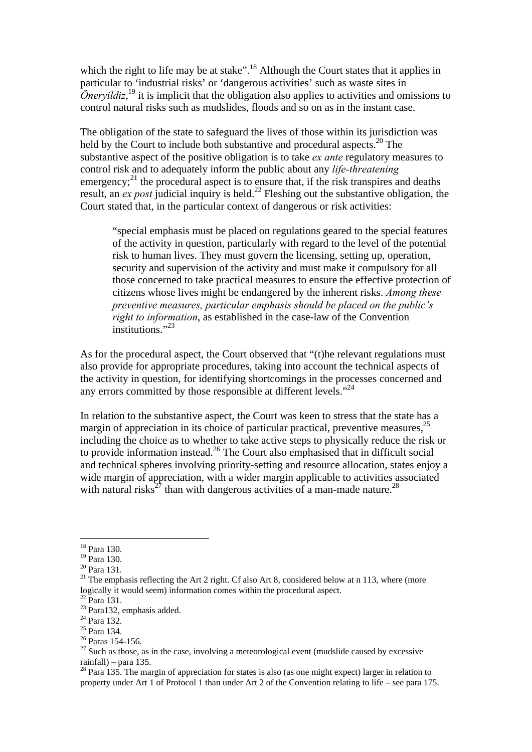which the right to life may be at stake".[18] Although the Court states that it applies in particular to 'industrial risks' or 'dangerous activities' such as waste sites in *Öneryildiz*,[19] it is implicit that the obligation also applies to activities and omissions to control natural risks such as mudslides, floods and so on as in the instant case.

The obligation of the state to safeguard the lives of those within its jurisdiction was held by the Court to include both substantive and procedural aspects.[20] The substantive aspect of the positive obligation is to take *ex ante* regulatory measures to control risk and to adequately inform the public about any *life-threatening* emergency;[21] the procedural aspect is to ensure that, if the risk transpires and deaths result, an *ex post* judicial inquiry is held.[22] Fleshing out the substantive obligation, the Court stated that, in the particular context of dangerous or risk activities:

> "special emphasis must be placed on regulations geared to the special features of the activity in question, particularly with regard to the level of the potential risk to human lives. They must govern the licensing, setting up, operation, security and supervision of the activity and must make it compulsory for all those concerned to take practical measures to ensure the effective protection of citizens whose lives might be endangered by the inherent risks. *Among these preventive measures, particular emphasis should be placed on the public's right to information*, as established in the case-law of the Convention institutions."[23]

As for the procedural aspect, the Court observed that "(t)he relevant regulations must also provide for appropriate procedures, taking into account the technical aspects of the activity in question, for identifying shortcomings in the processes concerned and any errors committed by those responsible at different levels."[24]

In relation to the substantive aspect, the Court was keen to stress that the state has a margin of appreciation in its choice of particular practical, preventive measures,[25] including the choice as to whether to take active steps to physically reduce the risk or to provide information instead.[26] The Court also emphasised that in difficult social and technical spheres involving priority-setting and resource allocation, states enjoy a wide margin of appreciation, with a wider margin applicable to activities associated with natural risks[27] than with dangerous activities of a man-made nature.[28]

---

[18] Para 130.

[19] Para 130.

[20] Para 131.

[21] The emphasis reflecting the Art 2 right. Cf also Art 8, considered below at n 113, where (more logically it would seem) information comes within the procedural aspect.

[22] Para 131.

[23] Para132, emphasis added.

[24] Para 132.

[25] Para 134.

[26] Paras 154-156.

[27] Such as those, as in the case, involving a meteorological event (mudslide caused by excessive rainfall) – para 135.

[28] Para 135. The margin of appreciation for states is also (as one might expect) larger in relation to property under Art 1 of Protocol 1 than under Art 2 of the Convention relating to life – see para 175.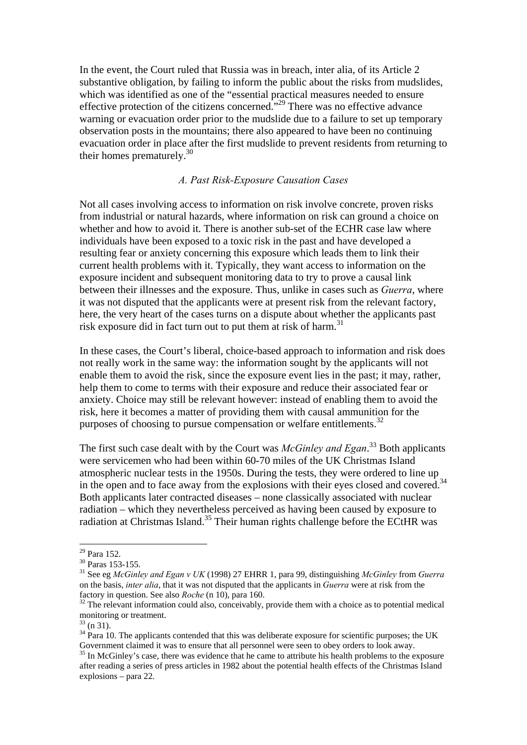In the event, the Court ruled that Russia was in breach, inter alia, of its Article 2 substantive obligation, by failing to inform the public about the risks from mudslides, which was identified as one of the "essential practical measures needed to ensure effective protection of the citizens concerned."[29] There was no effective advance warning or evacuation order prior to the mudslide due to a failure to set up temporary observation posts in the mountains; there also appeared to have been no continuing evacuation order in place after the first mudslide to prevent residents from returning to their homes prematurely.[30]

### *A. Past Risk-Exposure Causation Cases*

Not all cases involving access to information on risk involve concrete, proven risks from industrial or natural hazards, where information on risk can ground a choice on whether and how to avoid it. There is another sub-set of the ECHR case law where individuals have been exposed to a toxic risk in the past and have developed a resulting fear or anxiety concerning this exposure which leads them to link their current health problems with it. Typically, they want access to information on the exposure incident and subsequent monitoring data to try to prove a causal link between their illnesses and the exposure. Thus, unlike in cases such as *Guerra*, where it was not disputed that the applicants were at present risk from the relevant factory, here, the very heart of the cases turns on a dispute about whether the applicants past risk exposure did in fact turn out to put them at risk of harm.[31]

In these cases, the Court's liberal, choice-based approach to information and risk does not really work in the same way: the information sought by the applicants will not enable them to avoid the risk, since the exposure event lies in the past; it may, rather, help them to come to terms with their exposure and reduce their associated fear or anxiety. Choice may still be relevant however: instead of enabling them to avoid the risk, here it becomes a matter of providing them with causal ammunition for the purposes of choosing to pursue compensation or welfare entitlements.[32]

The first such case dealt with by the Court was *McGinley and Egan*.[33] Both applicants were servicemen who had been within 60-70 miles of the UK Christmas Island atmospheric nuclear tests in the 1950s. During the tests, they were ordered to line up in the open and to face away from the explosions with their eyes closed and covered.[34] Both applicants later contracted diseases – none classically associated with nuclear radiation – which they nevertheless perceived as having been caused by exposure to radiation at Christmas Island.[35] Their human rights challenge before the ECtHR was

---

[29] Para 152.

[30] Paras 153-155.

[31] See eg *McGinley and Egan v UK* (1998) 27 EHRR 1, para 99, distinguishing *McGinley* from *Guerra* on the basis, *inter alia*, that it was not disputed that the applicants in *Guerra* were at risk from the factory in question. See also *Roche* (n 10), para 160.

[32] The relevant information could also, conceivably, provide them with a choice as to potential medical monitoring or treatment.

[33] (n 31).

[34] Para 10. The applicants contended that this was deliberate exposure for scientific purposes; the UK Government claimed it was to ensure that all personnel were seen to obey orders to look away.

[35] In McGinley's case, there was evidence that he came to attribute his health problems to the exposure after reading a series of press articles in 1982 about the potential health effects of the Christmas Island explosions – para 22.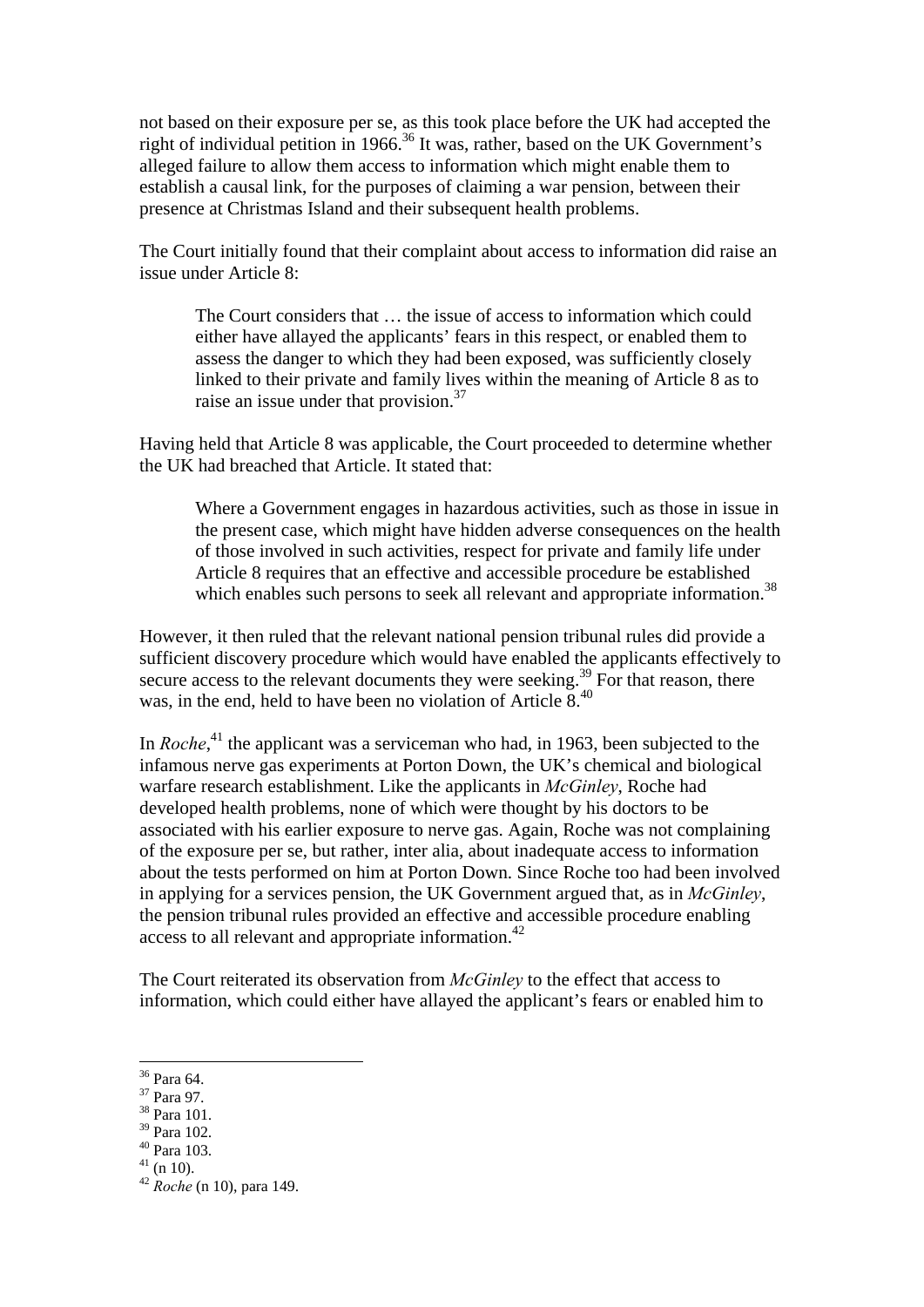not based on their exposure per se, as this took place before the UK had accepted the right of individual petition in 1966.[36] It was, rather, based on the UK Government's alleged failure to allow them access to information which might enable them to establish a causal link, for the purposes of claiming a war pension, between their presence at Christmas Island and their subsequent health problems.

The Court initially found that their complaint about access to information did raise an issue under Article 8:

> The Court considers that … the issue of access to information which could either have allayed the applicants' fears in this respect, or enabled them to assess the danger to which they had been exposed, was sufficiently closely linked to their private and family lives within the meaning of Article 8 as to raise an issue under that provision.[37]

Having held that Article 8 was applicable, the Court proceeded to determine whether the UK had breached that Article. It stated that:

> Where a Government engages in hazardous activities, such as those in issue in the present case, which might have hidden adverse consequences on the health of those involved in such activities, respect for private and family life under Article 8 requires that an effective and accessible procedure be established which enables such persons to seek all relevant and appropriate information.[38]

However, it then ruled that the relevant national pension tribunal rules did provide a sufficient discovery procedure which would have enabled the applicants effectively to secure access to the relevant documents they were seeking.[39] For that reason, there was, in the end, held to have been no violation of Article 8.[40]

In *Roche*,[41] the applicant was a serviceman who had, in 1963, been subjected to the infamous nerve gas experiments at Porton Down, the UK's chemical and biological warfare research establishment. Like the applicants in *McGinley*, Roche had developed health problems, none of which were thought by his doctors to be associated with his earlier exposure to nerve gas. Again, Roche was not complaining of the exposure per se, but rather, inter alia, about inadequate access to information about the tests performed on him at Porton Down. Since Roche too had been involved in applying for a services pension, the UK Government argued that, as in *McGinley*, the pension tribunal rules provided an effective and accessible procedure enabling access to all relevant and appropriate information.[42]

The Court reiterated its observation from *McGinley* to the effect that access to information, which could either have allayed the applicant's fears or enabled him to

---

[36] Para 64.
[37] Para 97.
[38] Para 101.
[39] Para 102.
[40] Para 103.
[41] (n 10).
[42] *Roche* (n 10), para 149.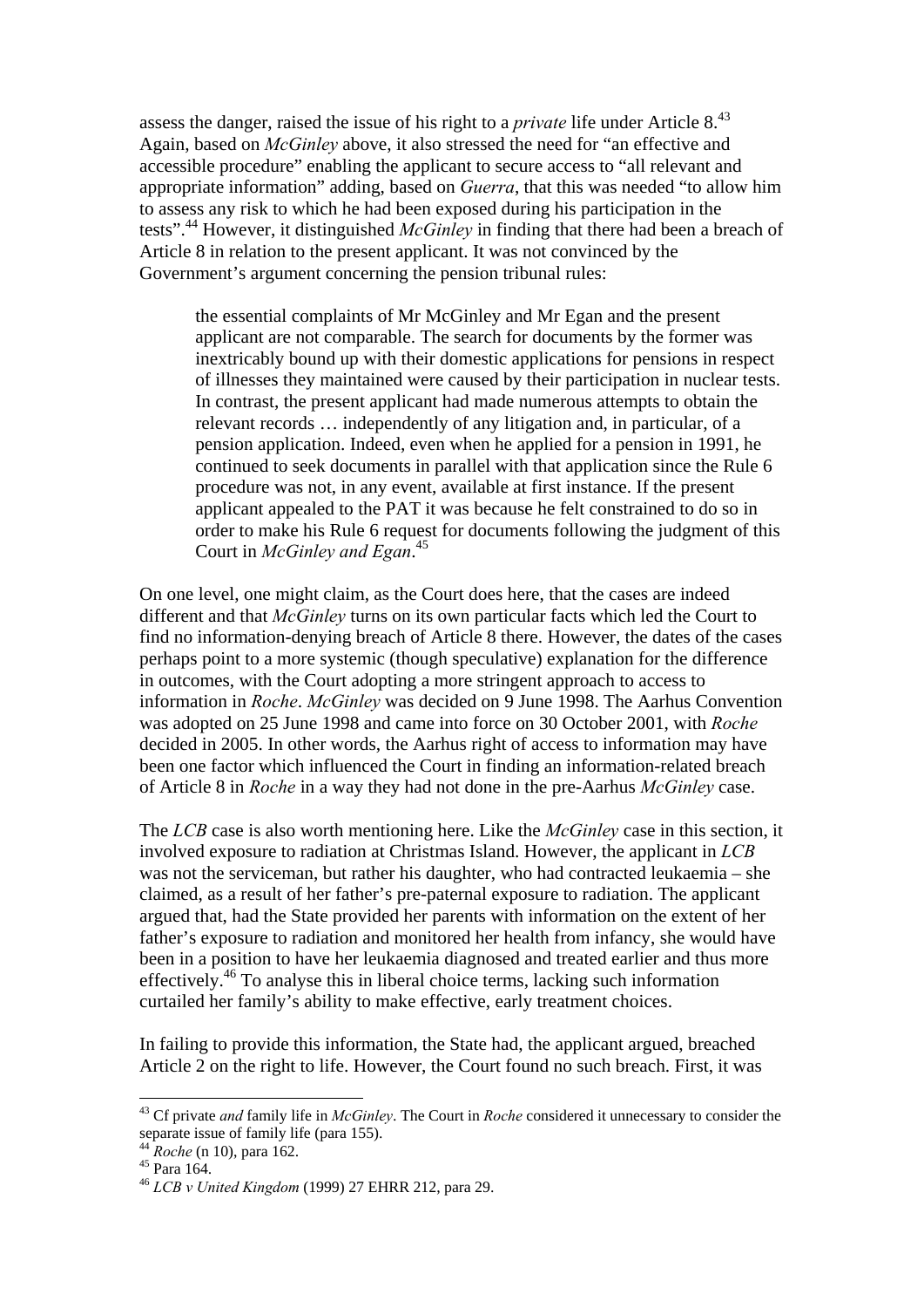assess the danger, raised the issue of his right to a *private* life under Article 8.[43] Again, based on *McGinley* above, it also stressed the need for "an effective and accessible procedure" enabling the applicant to secure access to "all relevant and appropriate information" adding, based on *Guerra*, that this was needed "to allow him to assess any risk to which he had been exposed during his participation in the tests".[44] However, it distinguished *McGinley* in finding that there had been a breach of Article 8 in relation to the present applicant. It was not convinced by the Government's argument concerning the pension tribunal rules:

> the essential complaints of Mr McGinley and Mr Egan and the present applicant are not comparable. The search for documents by the former was inextricably bound up with their domestic applications for pensions in respect of illnesses they maintained were caused by their participation in nuclear tests. In contrast, the present applicant had made numerous attempts to obtain the relevant records … independently of any litigation and, in particular, of a pension application. Indeed, even when he applied for a pension in 1991, he continued to seek documents in parallel with that application since the Rule 6 procedure was not, in any event, available at first instance. If the present applicant appealed to the PAT it was because he felt constrained to do so in order to make his Rule 6 request for documents following the judgment of this Court in *McGinley and Egan*.[45]

On one level, one might claim, as the Court does here, that the cases are indeed different and that *McGinley* turns on its own particular facts which led the Court to find no information-denying breach of Article 8 there. However, the dates of the cases perhaps point to a more systemic (though speculative) explanation for the difference in outcomes, with the Court adopting a more stringent approach to access to information in *Roche*. *McGinley* was decided on 9 June 1998. The Aarhus Convention was adopted on 25 June 1998 and came into force on 30 October 2001, with *Roche* decided in 2005. In other words, the Aarhus right of access to information may have been one factor which influenced the Court in finding an information-related breach of Article 8 in *Roche* in a way they had not done in the pre-Aarhus *McGinley* case.

The *LCB* case is also worth mentioning here. Like the *McGinley* case in this section, it involved exposure to radiation at Christmas Island. However, the applicant in *LCB* was not the serviceman, but rather his daughter, who had contracted leukaemia – she claimed, as a result of her father's pre-paternal exposure to radiation. The applicant argued that, had the State provided her parents with information on the extent of her father's exposure to radiation and monitored her health from infancy, she would have been in a position to have her leukaemia diagnosed and treated earlier and thus more effectively.[46] To analyse this in liberal choice terms, lacking such information curtailed her family's ability to make effective, early treatment choices.

In failing to provide this information, the State had, the applicant argued, breached Article 2 on the right to life. However, the Court found no such breach. First, it was

---

[43] Cf private *and* family life in *McGinley*. The Court in *Roche* considered it unnecessary to consider the separate issue of family life (para 155).

[44] *Roche* (n 10), para 162.

[45] Para 164.

[46] *LCB v United Kingdom* (1999) 27 EHRR 212, para 29.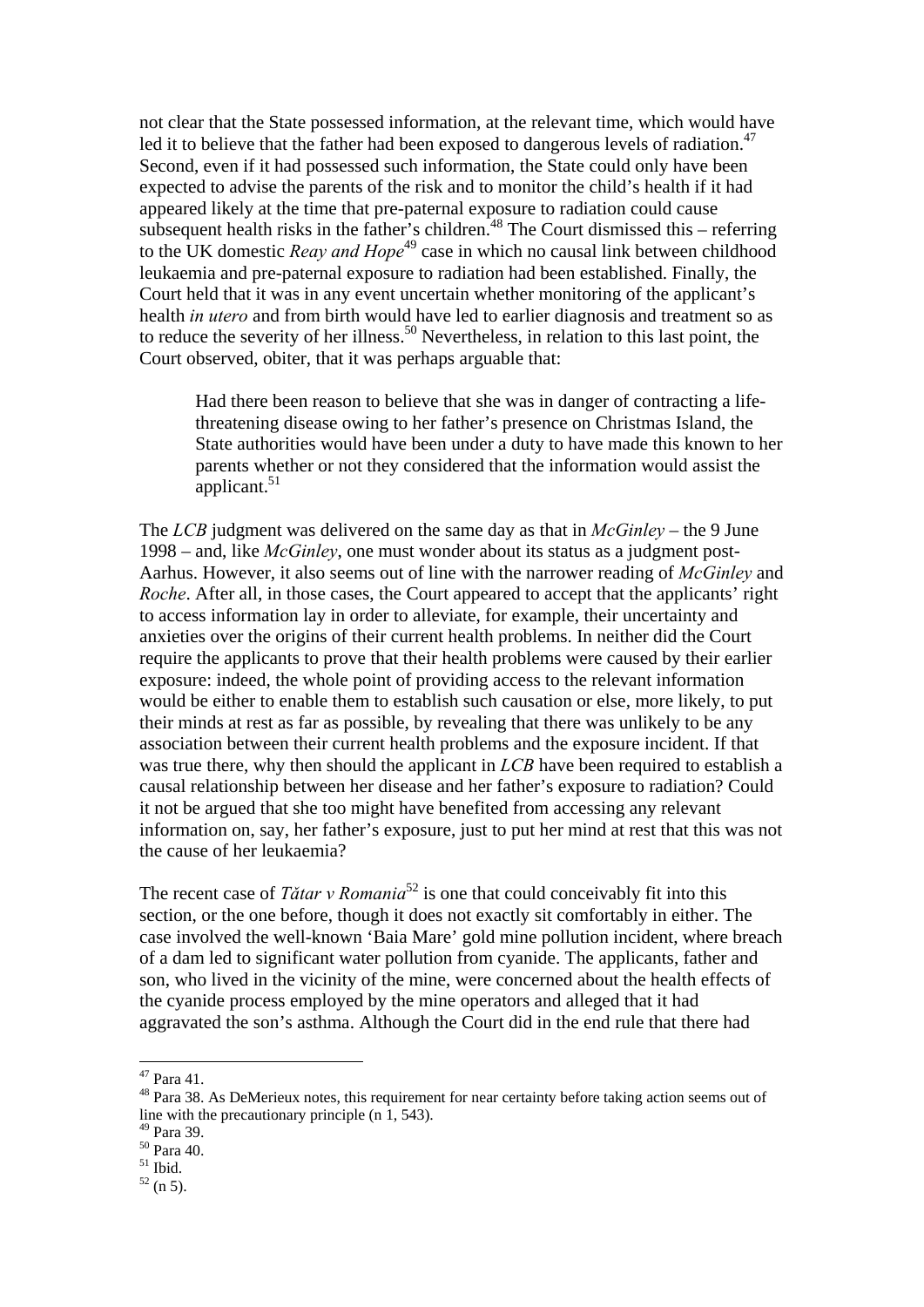not clear that the State possessed information, at the relevant time, which would have led it to believe that the father had been exposed to dangerous levels of radiation.[47] Second, even if it had possessed such information, the State could only have been expected to advise the parents of the risk and to monitor the child's health if it had appeared likely at the time that pre-paternal exposure to radiation could cause subsequent health risks in the father's children.[48] The Court dismissed this – referring to the UK domestic *Reay and Hope*[49] case in which no causal link between childhood leukaemia and pre-paternal exposure to radiation had been established. Finally, the Court held that it was in any event uncertain whether monitoring of the applicant's health *in utero* and from birth would have led to earlier diagnosis and treatment so as to reduce the severity of her illness.[50] Nevertheless, in relation to this last point, the Court observed, obiter, that it was perhaps arguable that:

> Had there been reason to believe that she was in danger of contracting a life-threatening disease owing to her father's presence on Christmas Island, the State authorities would have been under a duty to have made this known to her parents whether or not they considered that the information would assist the applicant.[51]

The *LCB* judgment was delivered on the same day as that in *McGinley* – the 9 June 1998 – and, like *McGinley*, one must wonder about its status as a judgment post-Aarhus. However, it also seems out of line with the narrower reading of *McGinley* and *Roche*. After all, in those cases, the Court appeared to accept that the applicants' right to access information lay in order to alleviate, for example, their uncertainty and anxieties over the origins of their current health problems. In neither did the Court require the applicants to prove that their health problems were caused by their earlier exposure: indeed, the whole point of providing access to the relevant information would be either to enable them to establish such causation or else, more likely, to put their minds at rest as far as possible, by revealing that there was unlikely to be any association between their current health problems and the exposure incident. If that was true there, why then should the applicant in *LCB* have been required to establish a causal relationship between her disease and her father's exposure to radiation? Could it not be argued that she too might have benefited from accessing any relevant information on, say, her father's exposure, just to put her mind at rest that this was not the cause of her leukaemia?

The recent case of *Tătar v Romania*[52] is one that could conceivably fit into this section, or the one before, though it does not exactly sit comfortably in either. The case involved the well-known 'Baia Mare' gold mine pollution incident, where breach of a dam led to significant water pollution from cyanide. The applicants, father and son, who lived in the vicinity of the mine, were concerned about the health effects of the cyanide process employed by the mine operators and alleged that it had aggravated the son's asthma. Although the Court did in the end rule that there had

---

[47] Para 41.

[48] Para 38. As DeMerieux notes, this requirement for near certainty before taking action seems out of line with the precautionary principle (n 1, 543).

[49] Para 39.

[50] Para 40.

[51] Ibid.

[52] (n 5).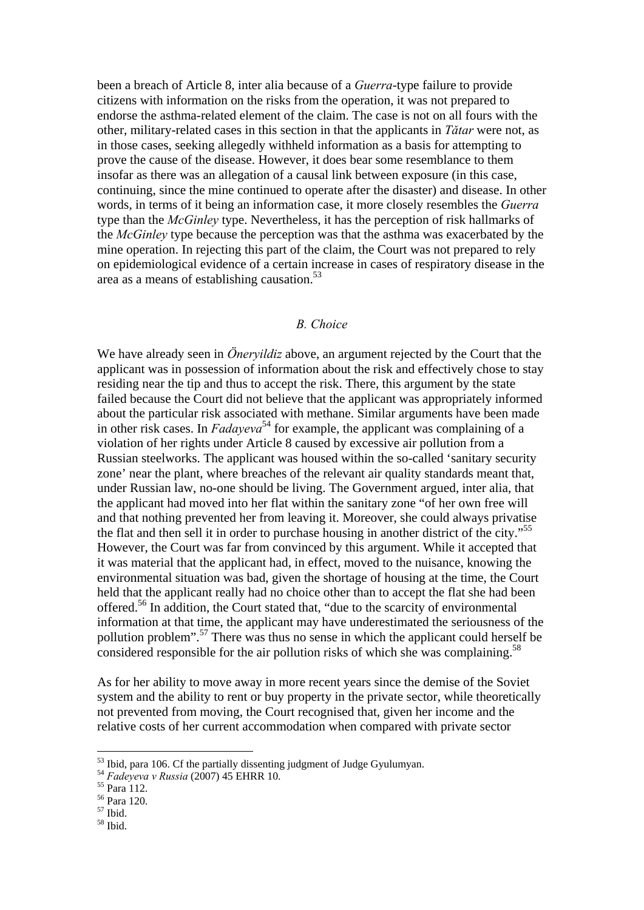been a breach of Article 8, inter alia because of a *Guerra*-type failure to provide citizens with information on the risks from the operation, it was not prepared to endorse the asthma-related element of the claim. The case is not on all fours with the other, military-related cases in this section in that the applicants in *Tătar* were not, as in those cases, seeking allegedly withheld information as a basis for attempting to prove the cause of the disease. However, it does bear some resemblance to them insofar as there was an allegation of a causal link between exposure (in this case, continuing, since the mine continued to operate after the disaster) and disease. In other words, in terms of it being an information case, it more closely resembles the *Guerra* type than the *McGinley* type. Nevertheless, it has the perception of risk hallmarks of the *McGinley* type because the perception was that the asthma was exacerbated by the mine operation. In rejecting this part of the claim, the Court was not prepared to rely on epidemiological evidence of a certain increase in cases of respiratory disease in the area as a means of establishing causation.[53]

### *B. Choice*

We have already seen in *Öneryildiz* above, an argument rejected by the Court that the applicant was in possession of information about the risk and effectively chose to stay residing near the tip and thus to accept the risk. There, this argument by the state failed because the Court did not believe that the applicant was appropriately informed about the particular risk associated with methane. Similar arguments have been made in other risk cases. In *Fadayeva*[54] for example, the applicant was complaining of a violation of her rights under Article 8 caused by excessive air pollution from a Russian steelworks. The applicant was housed within the so-called 'sanitary security zone' near the plant, where breaches of the relevant air quality standards meant that, under Russian law, no-one should be living. The Government argued, inter alia, that the applicant had moved into her flat within the sanitary zone "of her own free will and that nothing prevented her from leaving it. Moreover, she could always privatise the flat and then sell it in order to purchase housing in another district of the city."[55] However, the Court was far from convinced by this argument. While it accepted that it was material that the applicant had, in effect, moved to the nuisance, knowing the environmental situation was bad, given the shortage of housing at the time, the Court held that the applicant really had no choice other than to accept the flat she had been offered.[56] In addition, the Court stated that, "due to the scarcity of environmental information at that time, the applicant may have underestimated the seriousness of the pollution problem".[57] There was thus no sense in which the applicant could herself be considered responsible for the air pollution risks of which she was complaining.[58]

As for her ability to move away in more recent years since the demise of the Soviet system and the ability to rent or buy property in the private sector, while theoretically not prevented from moving, the Court recognised that, given her income and the relative costs of her current accommodation when compared with private sector

---

[53] Ibid, para 106. Cf the partially dissenting judgment of Judge Gyulumyan.
[54] *Fadeyeva v Russia* (2007) 45 EHRR 10.
[55] Para 112.
[56] Para 120.
[57] Ibid.
[58] Ibid.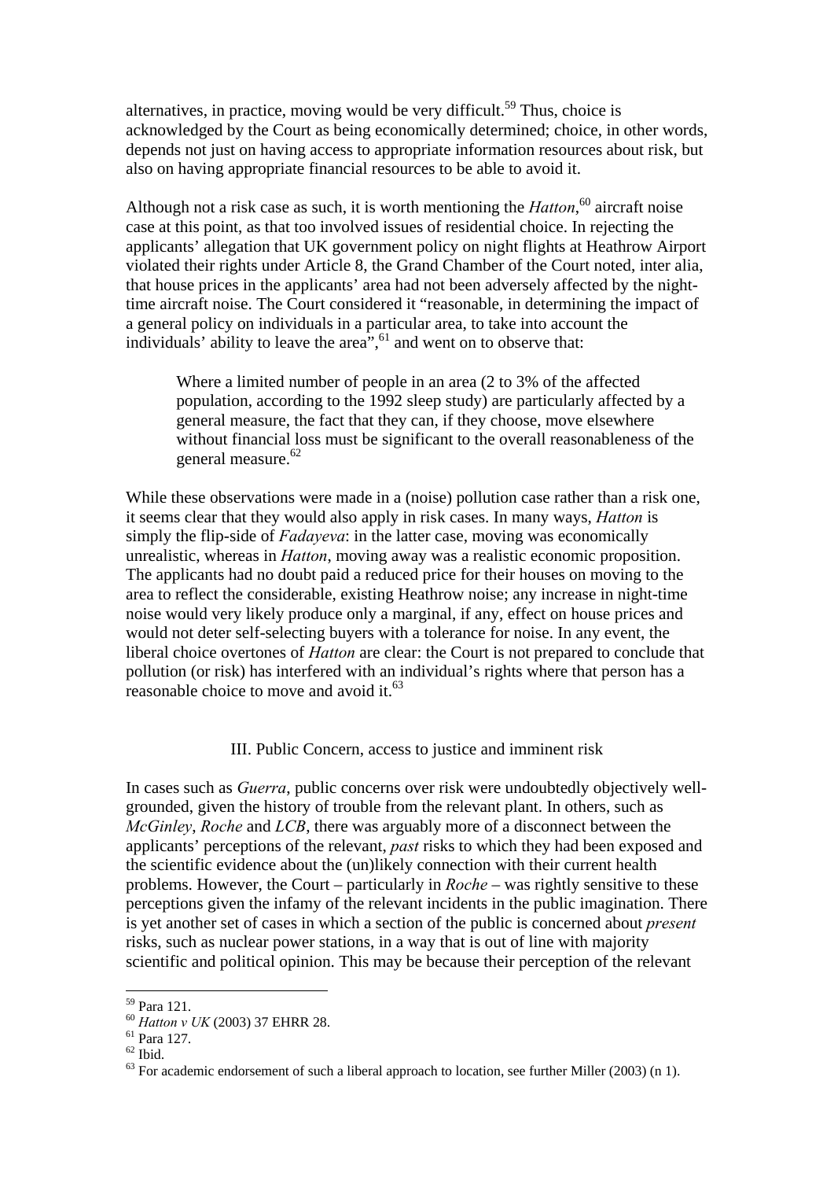alternatives, in practice, moving would be very difficult.[59] Thus, choice is acknowledged by the Court as being economically determined; choice, in other words, depends not just on having access to appropriate information resources about risk, but also on having appropriate financial resources to be able to avoid it.

Although not a risk case as such, it is worth mentioning the *Hatton*,[60] aircraft noise case at this point, as that too involved issues of residential choice. In rejecting the applicants' allegation that UK government policy on night flights at Heathrow Airport violated their rights under Article 8, the Grand Chamber of the Court noted, inter alia, that house prices in the applicants' area had not been adversely affected by the night-time aircraft noise. The Court considered it "reasonable, in determining the impact of a general policy on individuals in a particular area, to take into account the individuals' ability to leave the area",[61] and went on to observe that:

> Where a limited number of people in an area (2 to 3% of the affected population, according to the 1992 sleep study) are particularly affected by a general measure, the fact that they can, if they choose, move elsewhere without financial loss must be significant to the overall reasonableness of the general measure.[62]

While these observations were made in a (noise) pollution case rather than a risk one, it seems clear that they would also apply in risk cases. In many ways, *Hatton* is simply the flip-side of *Fadayeva*: in the latter case, moving was economically unrealistic, whereas in *Hatton*, moving away was a realistic economic proposition. The applicants had no doubt paid a reduced price for their houses on moving to the area to reflect the considerable, existing Heathrow noise; any increase in night-time noise would very likely produce only a marginal, if any, effect on house prices and would not deter self-selecting buyers with a tolerance for noise. In any event, the liberal choice overtones of *Hatton* are clear: the Court is not prepared to conclude that pollution (or risk) has interfered with an individual's rights where that person has a reasonable choice to move and avoid it.[63]

## III. Public Concern, access to justice and imminent risk

In cases such as *Guerra*, public concerns over risk were undoubtedly objectively well-grounded, given the history of trouble from the relevant plant. In others, such as *McGinley*, *Roche* and *LCB*, there was arguably more of a disconnect between the applicants' perceptions of the relevant, *past* risks to which they had been exposed and the scientific evidence about the (un)likely connection with their current health problems. However, the Court – particularly in *Roche* – was rightly sensitive to these perceptions given the infamy of the relevant incidents in the public imagination. There is yet another set of cases in which a section of the public is concerned about *present* risks, such as nuclear power stations, in a way that is out of line with majority scientific and political opinion. This may be because their perception of the relevant

---

[59] Para 121.

[60] *Hatton v UK* (2003) 37 EHRR 28.

[61] Para 127.

[62] Ibid.

[63] For academic endorsement of such a liberal approach to location, see further Miller (2003) (n 1).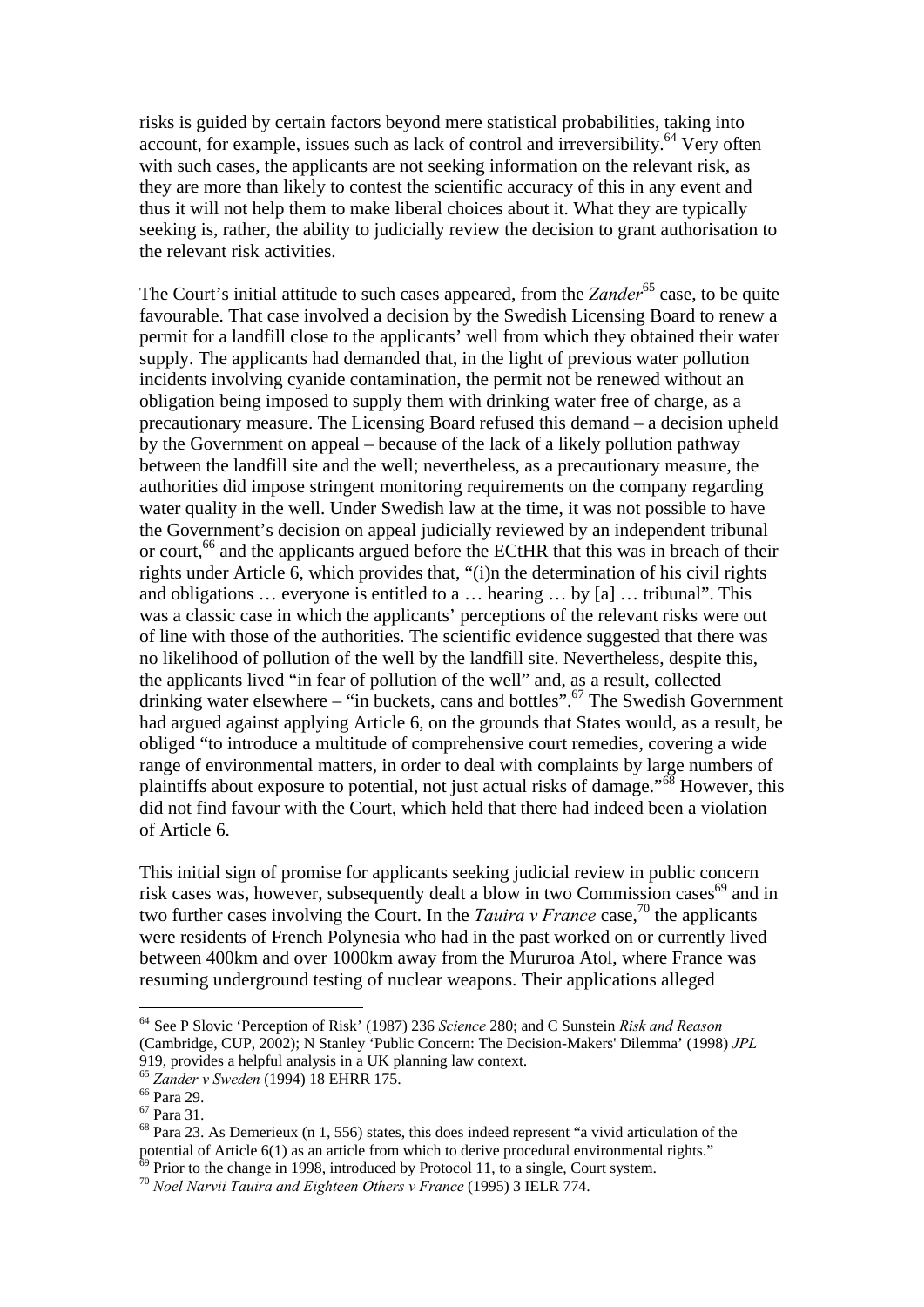risks is guided by certain factors beyond mere statistical probabilities, taking into account, for example, issues such as lack of control and irreversibility.[64] Very often with such cases, the applicants are not seeking information on the relevant risk, as they are more than likely to contest the scientific accuracy of this in any event and thus it will not help them to make liberal choices about it. What they are typically seeking is, rather, the ability to judicially review the decision to grant authorisation to the relevant risk activities.

The Court's initial attitude to such cases appeared, from the *Zander*[65] case, to be quite favourable. That case involved a decision by the Swedish Licensing Board to renew a permit for a landfill close to the applicants' well from which they obtained their water supply. The applicants had demanded that, in the light of previous water pollution incidents involving cyanide contamination, the permit not be renewed without an obligation being imposed to supply them with drinking water free of charge, as a precautionary measure. The Licensing Board refused this demand – a decision upheld by the Government on appeal – because of the lack of a likely pollution pathway between the landfill site and the well; nevertheless, as a precautionary measure, the authorities did impose stringent monitoring requirements on the company regarding water quality in the well. Under Swedish law at the time, it was not possible to have the Government's decision on appeal judicially reviewed by an independent tribunal or court,[66] and the applicants argued before the ECtHR that this was in breach of their rights under Article 6, which provides that, "(i)n the determination of his civil rights and obligations … everyone is entitled to a … hearing … by [a] … tribunal". This was a classic case in which the applicants' perceptions of the relevant risks were out of line with those of the authorities. The scientific evidence suggested that there was no likelihood of pollution of the well by the landfill site. Nevertheless, despite this, the applicants lived "in fear of pollution of the well" and, as a result, collected drinking water elsewhere – "in buckets, cans and bottles".[67] The Swedish Government had argued against applying Article 6, on the grounds that States would, as a result, be obliged "to introduce a multitude of comprehensive court remedies, covering a wide range of environmental matters, in order to deal with complaints by large numbers of plaintiffs about exposure to potential, not just actual risks of damage."[68] However, this did not find favour with the Court, which held that there had indeed been a violation of Article 6.

This initial sign of promise for applicants seeking judicial review in public concern risk cases was, however, subsequently dealt a blow in two Commission cases[69] and in two further cases involving the Court. In the *Tauira v France* case,[70] the applicants were residents of French Polynesia who had in the past worked on or currently lived between 400km and over 1000km away from the Mururoa Atol, where France was resuming underground testing of nuclear weapons. Their applications alleged

---

[64] See P Slovic 'Perception of Risk' (1987) 236 *Science* 280; and C Sunstein *Risk and Reason* (Cambridge, CUP, 2002); N Stanley 'Public Concern: The Decision-Makers' Dilemma' (1998) *JPL* 919, provides a helpful analysis in a UK planning law context.

[65] *Zander v Sweden* (1994) 18 EHRR 175.

[66] Para 29.

[67] Para 31.

[68] Para 23. As Demerieux (n 1, 556) states, this does indeed represent "a vivid articulation of the potential of Article 6(1) as an article from which to derive procedural environmental rights."

[69] Prior to the change in 1998, introduced by Protocol 11, to a single, Court system.

[70] *Noel Narvii Tauira and Eighteen Others v France* (1995) 3 IELR 774.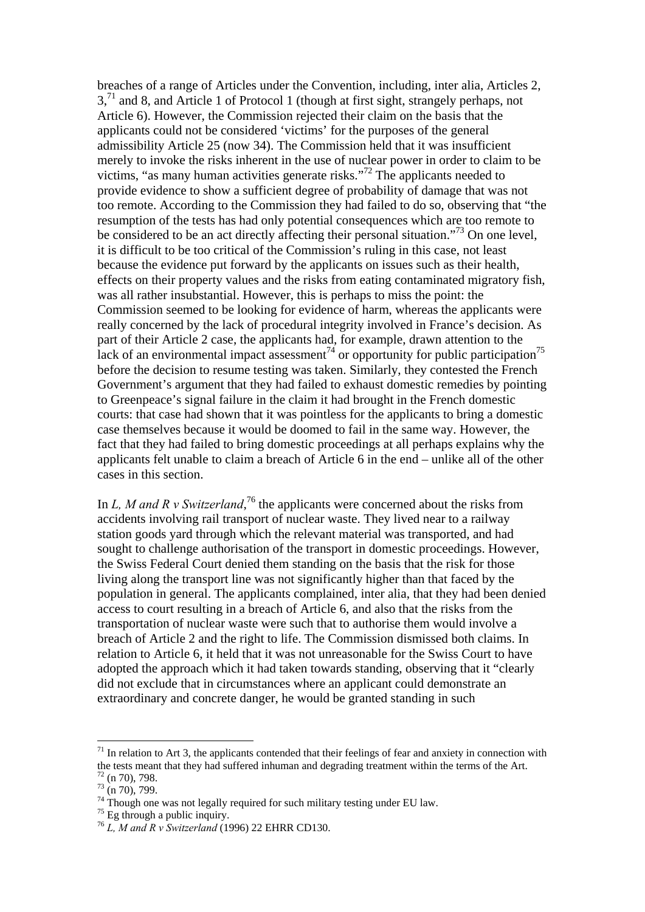breaches of a range of Articles under the Convention, including, inter alia, Articles 2, 3,[71] and 8, and Article 1 of Protocol 1 (though at first sight, strangely perhaps, not Article 6). However, the Commission rejected their claim on the basis that the applicants could not be considered 'victims' for the purposes of the general admissibility Article 25 (now 34). The Commission held that it was insufficient merely to invoke the risks inherent in the use of nuclear power in order to claim to be victims, "as many human activities generate risks."[72] The applicants needed to provide evidence to show a sufficient degree of probability of damage that was not too remote. According to the Commission they had failed to do so, observing that "the resumption of the tests has had only potential consequences which are too remote to be considered to be an act directly affecting their personal situation."[73] On one level, it is difficult to be too critical of the Commission's ruling in this case, not least because the evidence put forward by the applicants on issues such as their health, effects on their property values and the risks from eating contaminated migratory fish, was all rather insubstantial. However, this is perhaps to miss the point: the Commission seemed to be looking for evidence of harm, whereas the applicants were really concerned by the lack of procedural integrity involved in France's decision. As part of their Article 2 case, the applicants had, for example, drawn attention to the lack of an environmental impact assessment[74] or opportunity for public participation[75] before the decision to resume testing was taken. Similarly, they contested the French Government's argument that they had failed to exhaust domestic remedies by pointing to Greenpeace's signal failure in the claim it had brought in the French domestic courts: that case had shown that it was pointless for the applicants to bring a domestic case themselves because it would be doomed to fail in the same way. However, the fact that they had failed to bring domestic proceedings at all perhaps explains why the applicants felt unable to claim a breach of Article 6 in the end – unlike all of the other cases in this section.

In *L, M and R v Switzerland*,[76] the applicants were concerned about the risks from accidents involving rail transport of nuclear waste. They lived near to a railway station goods yard through which the relevant material was transported, and had sought to challenge authorisation of the transport in domestic proceedings. However, the Swiss Federal Court denied them standing on the basis that the risk for those living along the transport line was not significantly higher than that faced by the population in general. The applicants complained, inter alia, that they had been denied access to court resulting in a breach of Article 6, and also that the risks from the transportation of nuclear waste were such that to authorise them would involve a breach of Article 2 and the right to life. The Commission dismissed both claims. In relation to Article 6, it held that it was not unreasonable for the Swiss Court to have adopted the approach which it had taken towards standing, observing that it "clearly did not exclude that in circumstances where an applicant could demonstrate an extraordinary and concrete danger, he would be granted standing in such

---

[71] In relation to Art 3, the applicants contended that their feelings of fear and anxiety in connection with the tests meant that they had suffered inhuman and degrading treatment within the terms of the Art.

[72] (n 70), 798.

[73] (n 70), 799.

[74] Though one was not legally required for such military testing under EU law.

[75] Eg through a public inquiry.

[76] *L, M and R v Switzerland* (1996) 22 EHRR CD130.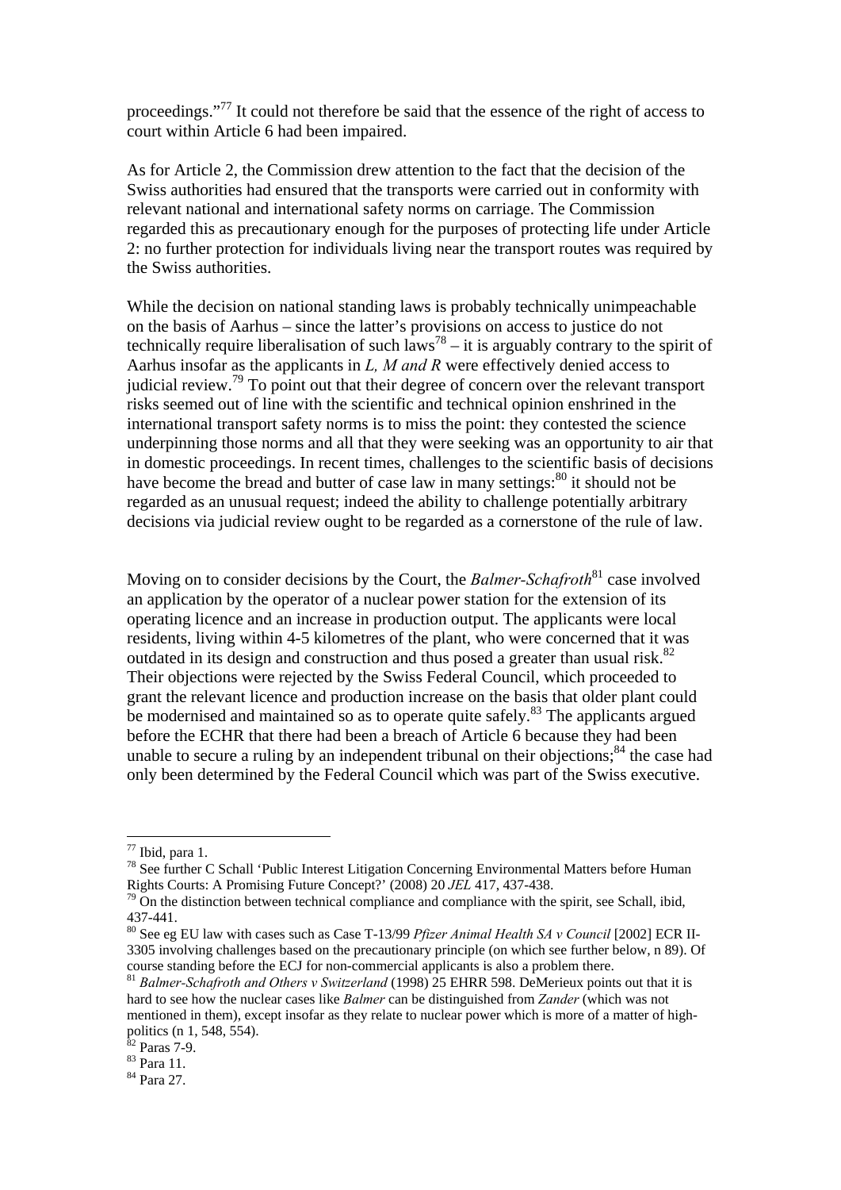proceedings."[77] It could not therefore be said that the essence of the right of access to court within Article 6 had been impaired.

As for Article 2, the Commission drew attention to the fact that the decision of the Swiss authorities had ensured that the transports were carried out in conformity with relevant national and international safety norms on carriage. The Commission regarded this as precautionary enough for the purposes of protecting life under Article 2: no further protection for individuals living near the transport routes was required by the Swiss authorities.

While the decision on national standing laws is probably technically unimpeachable on the basis of Aarhus – since the latter's provisions on access to justice do not technically require liberalisation of such laws[78] – it is arguably contrary to the spirit of Aarhus insofar as the applicants in *L, M and R* were effectively denied access to judicial review.[79] To point out that their degree of concern over the relevant transport risks seemed out of line with the scientific and technical opinion enshrined in the international transport safety norms is to miss the point: they contested the science underpinning those norms and all that they were seeking was an opportunity to air that in domestic proceedings. In recent times, challenges to the scientific basis of decisions have become the bread and butter of case law in many settings:[80] it should not be regarded as an unusual request; indeed the ability to challenge potentially arbitrary decisions via judicial review ought to be regarded as a cornerstone of the rule of law.

Moving on to consider decisions by the Court, the *Balmer-Schafroth*[81] case involved an application by the operator of a nuclear power station for the extension of its operating licence and an increase in production output. The applicants were local residents, living within 4-5 kilometres of the plant, who were concerned that it was outdated in its design and construction and thus posed a greater than usual risk.[82] Their objections were rejected by the Swiss Federal Council, which proceeded to grant the relevant licence and production increase on the basis that older plant could be modernised and maintained so as to operate quite safely.[83] The applicants argued before the ECHR that there had been a breach of Article 6 because they had been unable to secure a ruling by an independent tribunal on their objections;[84] the case had only been determined by the Federal Council which was part of the Swiss executive.

---

[77] Ibid, para 1.

[78] See further C Schall 'Public Interest Litigation Concerning Environmental Matters before Human Rights Courts: A Promising Future Concept?' (2008) 20 *JEL* 417, 437-438.

[79] On the distinction between technical compliance and compliance with the spirit, see Schall, ibid, 437-441.

[80] See eg EU law with cases such as Case T-13/99 *Pfizer Animal Health SA v Council* [2002] ECR II-3305 involving challenges based on the precautionary principle (on which see further below, n 89). Of course standing before the ECJ for non-commercial applicants is also a problem there.

[81] *Balmer-Schafroth and Others v Switzerland* (1998) 25 EHRR 598. DeMerieux points out that it is hard to see how the nuclear cases like *Balmer* can be distinguished from *Zander* (which was not mentioned in them), except insofar as they relate to nuclear power which is more of a matter of high-politics (n 1, 548, 554).

[82] Paras 7-9.

[83] Para 11.

[84] Para 27.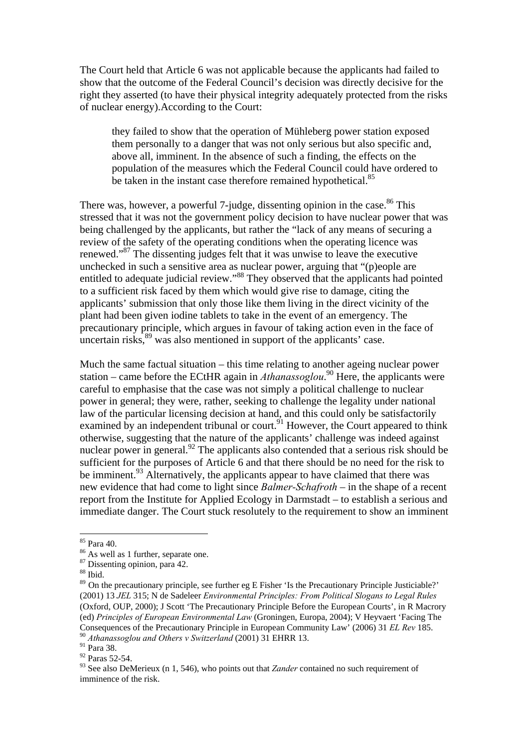The Court held that Article 6 was not applicable because the applicants had failed to show that the outcome of the Federal Council's decision was directly decisive for the right they asserted (to have their physical integrity adequately protected from the risks of nuclear energy).According to the Court:

> they failed to show that the operation of Mühleberg power station exposed them personally to a danger that was not only serious but also specific and, above all, imminent. In the absence of such a finding, the effects on the population of the measures which the Federal Council could have ordered to be taken in the instant case therefore remained hypothetical.[85]

There was, however, a powerful 7-judge, dissenting opinion in the case.[86] This stressed that it was not the government policy decision to have nuclear power that was being challenged by the applicants, but rather the "lack of any means of securing a review of the safety of the operating conditions when the operating licence was renewed."[87] The dissenting judges felt that it was unwise to leave the executive unchecked in such a sensitive area as nuclear power, arguing that "(p)eople are entitled to adequate judicial review."[88] They observed that the applicants had pointed to a sufficient risk faced by them which would give rise to damage, citing the applicants' submission that only those like them living in the direct vicinity of the plant had been given iodine tablets to take in the event of an emergency. The precautionary principle, which argues in favour of taking action even in the face of uncertain risks,[89] was also mentioned in support of the applicants' case.

Much the same factual situation – this time relating to another ageing nuclear power station – came before the ECtHR again in *Athanassoglou*.[90] Here, the applicants were careful to emphasise that the case was not simply a political challenge to nuclear power in general; they were, rather, seeking to challenge the legality under national law of the particular licensing decision at hand, and this could only be satisfactorily examined by an independent tribunal or court.[91] However, the Court appeared to think otherwise, suggesting that the nature of the applicants' challenge was indeed against nuclear power in general.[92] The applicants also contended that a serious risk should be sufficient for the purposes of Article 6 and that there should be no need for the risk to be imminent.[93] Alternatively, the applicants appear to have claimed that there was new evidence that had come to light since *Balmer-Schafroth* – in the shape of a recent report from the Institute for Applied Ecology in Darmstadt – to establish a serious and immediate danger. The Court stuck resolutely to the requirement to show an imminent

---

[85] Para 40.
[86] As well as 1 further, separate one.
[87] Dissenting opinion, para 42.
[88] Ibid.
[89] On the precautionary principle, see further eg E Fisher 'Is the Precautionary Principle Justiciable?' (2001) 13 *JEL* 315; N de Sadeleer *Environmental Principles: From Political Slogans to Legal Rules* (Oxford, OUP, 2000); J Scott 'The Precautionary Principle Before the European Courts', in R Macrory (ed) *Principles of European Environmental Law* (Groningen, Europa, 2004); V Heyvaert 'Facing The Consequences of the Precautionary Principle in European Community Law' (2006) 31 *EL Rev* 185.
[90] *Athanassoglou and Others v Switzerland* (2001) 31 EHRR 13.
[91] Para 38.
[92] Paras 52-54.
[93] See also DeMerieux (n 1, 546), who points out that *Zander* contained no such requirement of imminence of the risk.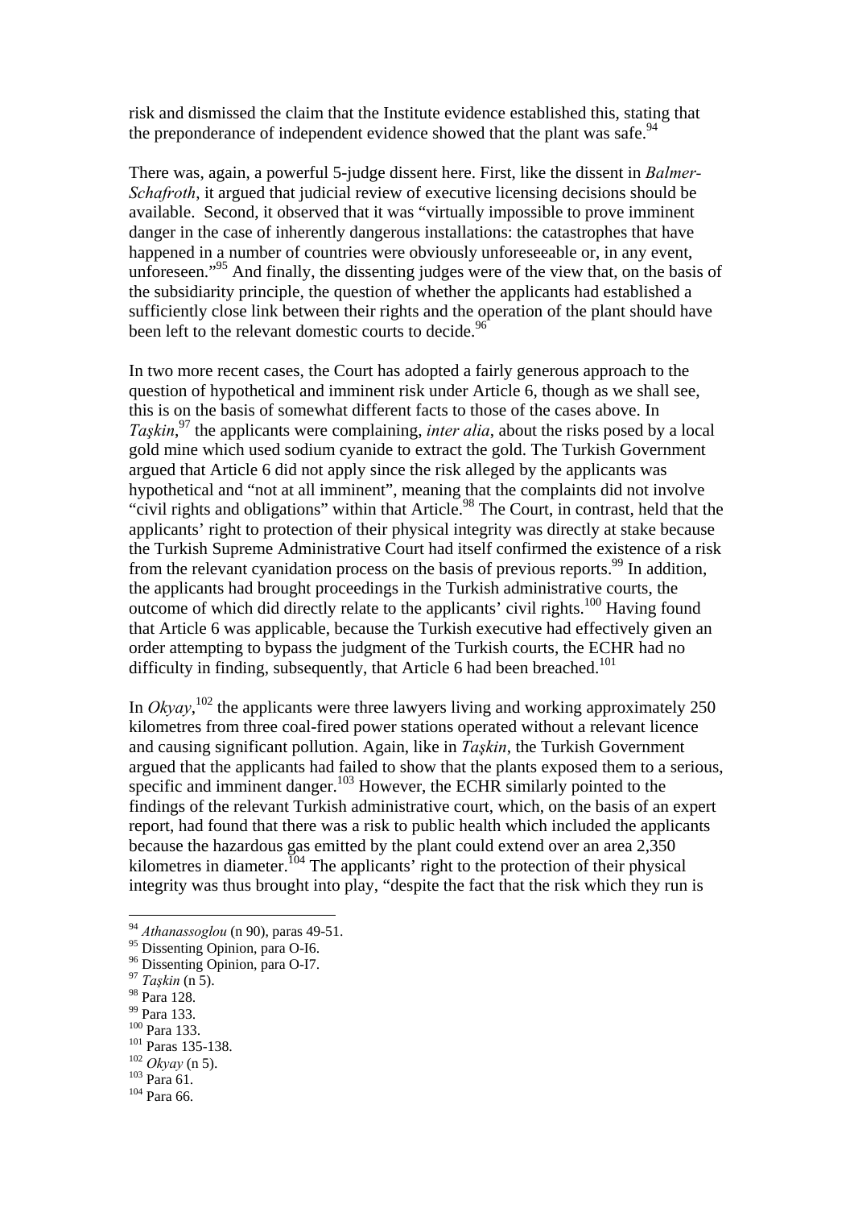risk and dismissed the claim that the Institute evidence established this, stating that the preponderance of independent evidence showed that the plant was safe.[94]

There was, again, a powerful 5-judge dissent here. First, like the dissent in *Balmer-Schafroth*, it argued that judicial review of executive licensing decisions should be available. Second, it observed that it was "virtually impossible to prove imminent danger in the case of inherently dangerous installations: the catastrophes that have happened in a number of countries were obviously unforeseeable or, in any event, unforeseen."[95] And finally, the dissenting judges were of the view that, on the basis of the subsidiarity principle, the question of whether the applicants had established a sufficiently close link between their rights and the operation of the plant should have been left to the relevant domestic courts to decide.[96]

In two more recent cases, the Court has adopted a fairly generous approach to the question of hypothetical and imminent risk under Article 6, though as we shall see, this is on the basis of somewhat different facts to those of the cases above. In *Taşkin*,[97] the applicants were complaining, *inter alia*, about the risks posed by a local gold mine which used sodium cyanide to extract the gold. The Turkish Government argued that Article 6 did not apply since the risk alleged by the applicants was hypothetical and "not at all imminent", meaning that the complaints did not involve "civil rights and obligations" within that Article.[98] The Court, in contrast, held that the applicants' right to protection of their physical integrity was directly at stake because the Turkish Supreme Administrative Court had itself confirmed the existence of a risk from the relevant cyanidation process on the basis of previous reports.[99] In addition, the applicants had brought proceedings in the Turkish administrative courts, the outcome of which did directly relate to the applicants' civil rights.[100] Having found that Article 6 was applicable, because the Turkish executive had effectively given an order attempting to bypass the judgment of the Turkish courts, the ECHR had no difficulty in finding, subsequently, that Article 6 had been breached.[101]

In *Okyay*,[102] the applicants were three lawyers living and working approximately 250 kilometres from three coal-fired power stations operated without a relevant licence and causing significant pollution. Again, like in *Taşkin*, the Turkish Government argued that the applicants had failed to show that the plants exposed them to a serious, specific and imminent danger.[103] However, the ECHR similarly pointed to the findings of the relevant Turkish administrative court, which, on the basis of an expert report, had found that there was a risk to public health which included the applicants because the hazardous gas emitted by the plant could extend over an area 2,350 kilometres in diameter.[104] The applicants' right to the protection of their physical integrity was thus brought into play, "despite the fact that the risk which they run is

---

[94] *Athanassoglou* (n 90), paras 49-51.
[95] Dissenting Opinion, para O-I6.
[96] Dissenting Opinion, para O-I7.
[97] *Taşkin* (n 5).
[98] Para 128.
[99] Para 133.
[100] Para 133.
[101] Paras 135-138.
[102] *Okyay* (n 5).
[103] Para 61.
[104] Para 66.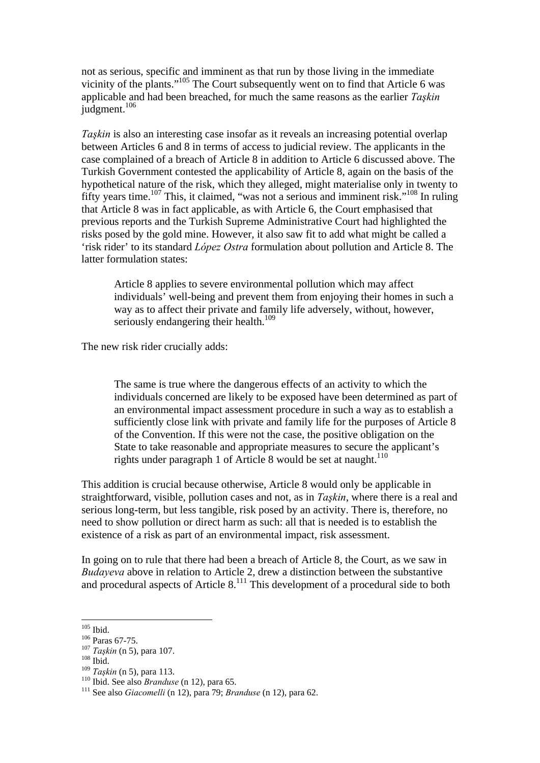not as serious, specific and imminent as that run by those living in the immediate vicinity of the plants."[105] The Court subsequently went on to find that Article 6 was applicable and had been breached, for much the same reasons as the earlier *Taşkin* judgment.[106]

*Taşkin* is also an interesting case insofar as it reveals an increasing potential overlap between Articles 6 and 8 in terms of access to judicial review. The applicants in the case complained of a breach of Article 8 in addition to Article 6 discussed above. The Turkish Government contested the applicability of Article 8, again on the basis of the hypothetical nature of the risk, which they alleged, might materialise only in twenty to fifty years time.[107] This, it claimed, "was not a serious and imminent risk."[108] In ruling that Article 8 was in fact applicable, as with Article 6, the Court emphasised that previous reports and the Turkish Supreme Administrative Court had highlighted the risks posed by the gold mine. However, it also saw fit to add what might be called a 'risk rider' to its standard *López Ostra* formulation about pollution and Article 8. The latter formulation states:

> Article 8 applies to severe environmental pollution which may affect individuals' well-being and prevent them from enjoying their homes in such a way as to affect their private and family life adversely, without, however, seriously endangering their health.[109]

The new risk rider crucially adds:

> The same is true where the dangerous effects of an activity to which the individuals concerned are likely to be exposed have been determined as part of an environmental impact assessment procedure in such a way as to establish a sufficiently close link with private and family life for the purposes of Article 8 of the Convention. If this were not the case, the positive obligation on the State to take reasonable and appropriate measures to secure the applicant's rights under paragraph 1 of Article 8 would be set at naught.[110]

This addition is crucial because otherwise, Article 8 would only be applicable in straightforward, visible, pollution cases and not, as in *Taşkin*, where there is a real and serious long-term, but less tangible, risk posed by an activity. There is, therefore, no need to show pollution or direct harm as such: all that is needed is to establish the existence of a risk as part of an environmental impact, risk assessment.

In going on to rule that there had been a breach of Article 8, the Court, as we saw in *Budayeva* above in relation to Article 2, drew a distinction between the substantive and procedural aspects of Article 8.[111] This development of a procedural side to both

---

[105] Ibid.
[106] Paras 67-75.
[107] *Taşkin* (n 5), para 107.
[108] Ibid.
[109] *Taşkin* (n 5), para 113.
[110] Ibid. See also *Branduse* (n 12), para 65.
[111] See also *Giacomelli* (n 12), para 79; *Branduse* (n 12), para 62.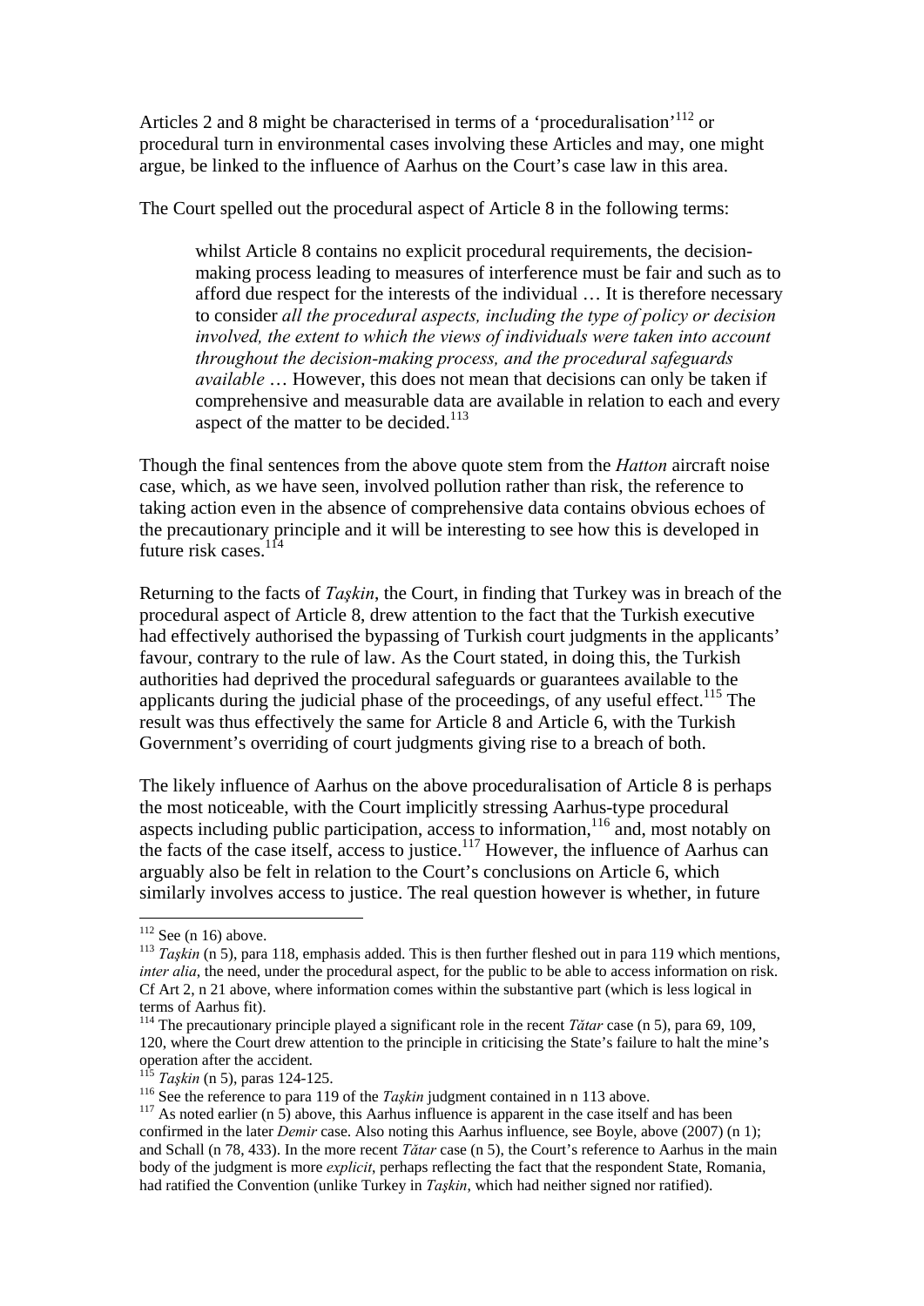Articles 2 and 8 might be characterised in terms of a 'proceduralisation'[112] or procedural turn in environmental cases involving these Articles and may, one might argue, be linked to the influence of Aarhus on the Court's case law in this area.

The Court spelled out the procedural aspect of Article 8 in the following terms:

> whilst Article 8 contains no explicit procedural requirements, the decision-making process leading to measures of interference must be fair and such as to afford due respect for the interests of the individual … It is therefore necessary to consider *all the procedural aspects, including the type of policy or decision involved, the extent to which the views of individuals were taken into account throughout the decision-making process, and the procedural safeguards available* … However, this does not mean that decisions can only be taken if comprehensive and measurable data are available in relation to each and every aspect of the matter to be decided.[113]

Though the final sentences from the above quote stem from the *Hatton* aircraft noise case, which, as we have seen, involved pollution rather than risk, the reference to taking action even in the absence of comprehensive data contains obvious echoes of the precautionary principle and it will be interesting to see how this is developed in future risk cases.[114]

Returning to the facts of *Taşkin*, the Court, in finding that Turkey was in breach of the procedural aspect of Article 8, drew attention to the fact that the Turkish executive had effectively authorised the bypassing of Turkish court judgments in the applicants' favour, contrary to the rule of law. As the Court stated, in doing this, the Turkish authorities had deprived the procedural safeguards or guarantees available to the applicants during the judicial phase of the proceedings, of any useful effect.[115] The result was thus effectively the same for Article 8 and Article 6, with the Turkish Government's overriding of court judgments giving rise to a breach of both.

The likely influence of Aarhus on the above proceduralisation of Article 8 is perhaps the most noticeable, with the Court implicitly stressing Aarhus-type procedural aspects including public participation, access to information,[116] and, most notably on the facts of the case itself, access to justice.[117] However, the influence of Aarhus can arguably also be felt in relation to the Court's conclusions on Article 6, which similarly involves access to justice. The real question however is whether, in future

---

[112] See (n 16) above.

[113] *Taşkin* (n 5), para 118, emphasis added. This is then further fleshed out in para 119 which mentions, *inter alia*, the need, under the procedural aspect, for the public to be able to access information on risk. Cf Art 2, n 21 above, where information comes within the substantive part (which is less logical in terms of Aarhus fit).

[114] The precautionary principle played a significant role in the recent *Tătar* case (n 5), para 69, 109, 120, where the Court drew attention to the principle in criticising the State's failure to halt the mine's operation after the accident.

[115] *Taşkin* (n 5), paras 124-125.

[116] See the reference to para 119 of the *Taşkin* judgment contained in n 113 above.

[117] As noted earlier (n 5) above, this Aarhus influence is apparent in the case itself and has been confirmed in the later *Demir* case. Also noting this Aarhus influence, see Boyle, above (2007) (n 1); and Schall (n 78, 433). In the more recent *Tătar* case (n 5), the Court's reference to Aarhus in the main body of the judgment is more *explicit*, perhaps reflecting the fact that the respondent State, Romania, had ratified the Convention (unlike Turkey in *Taşkin*, which had neither signed nor ratified).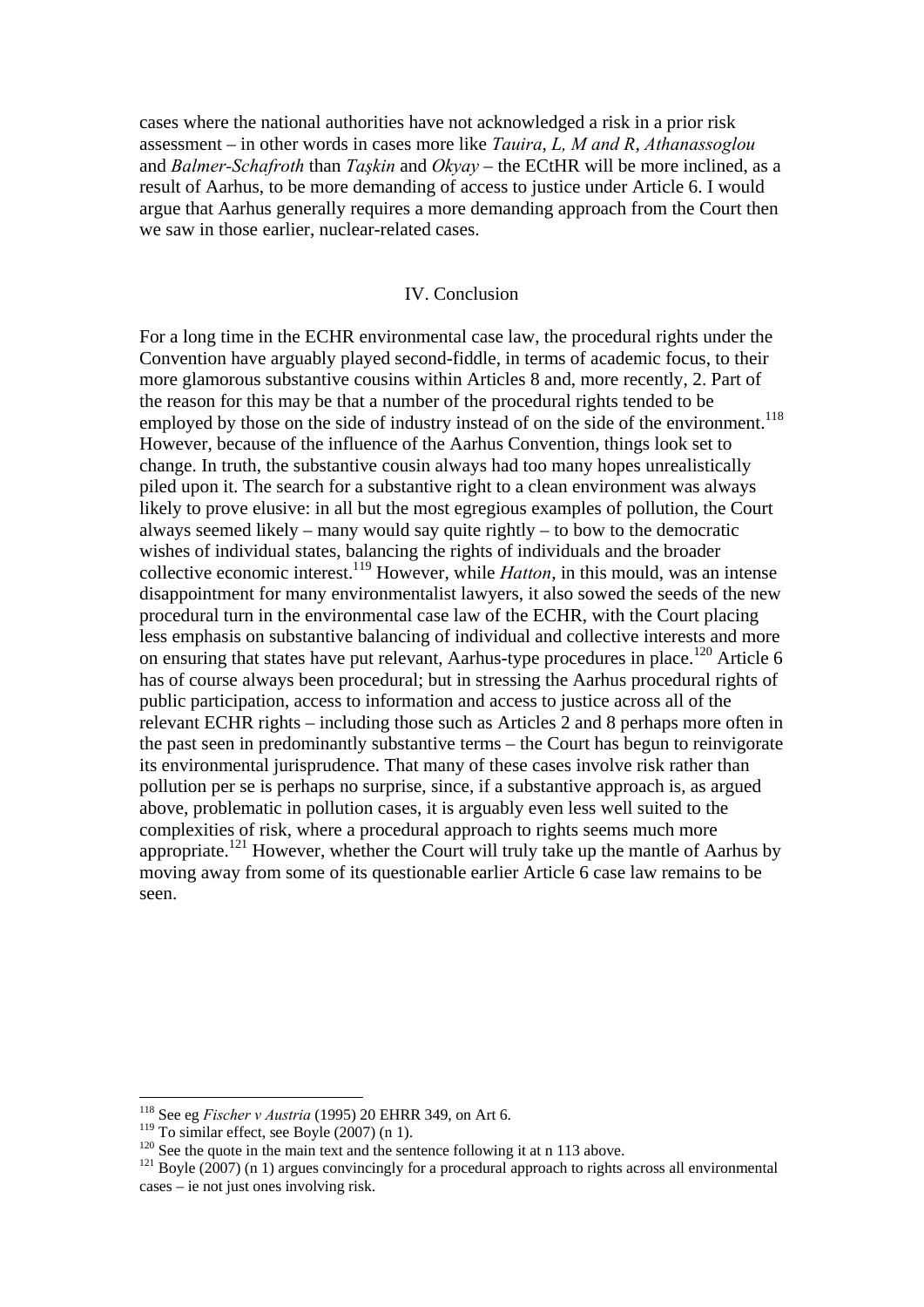cases where the national authorities have not acknowledged a risk in a prior risk assessment – in other words in cases more like *Tauira*, *L, M and R*, *Athanassoglou* and *Balmer-Schafroth* than *Taşkin* and *Okyay* – the ECtHR will be more inclined, as a result of Aarhus, to be more demanding of access to justice under Article 6. I would argue that Aarhus generally requires a more demanding approach from the Court then we saw in those earlier, nuclear-related cases.

## IV. Conclusion

For a long time in the ECHR environmental case law, the procedural rights under the Convention have arguably played second-fiddle, in terms of academic focus, to their more glamorous substantive cousins within Articles 8 and, more recently, 2. Part of the reason for this may be that a number of the procedural rights tended to be employed by those on the side of industry instead of on the side of the environment.[118] However, because of the influence of the Aarhus Convention, things look set to change. In truth, the substantive cousin always had too many hopes unrealistically piled upon it. The search for a substantive right to a clean environment was always likely to prove elusive: in all but the most egregious examples of pollution, the Court always seemed likely – many would say quite rightly – to bow to the democratic wishes of individual states, balancing the rights of individuals and the broader collective economic interest.[119] However, while *Hatton*, in this mould, was an intense disappointment for many environmentalist lawyers, it also sowed the seeds of the new procedural turn in the environmental case law of the ECHR, with the Court placing less emphasis on substantive balancing of individual and collective interests and more on ensuring that states have put relevant, Aarhus-type procedures in place.[120] Article 6 has of course always been procedural; but in stressing the Aarhus procedural rights of public participation, access to information and access to justice across all of the relevant ECHR rights – including those such as Articles 2 and 8 perhaps more often in the past seen in predominantly substantive terms – the Court has begun to reinvigorate its environmental jurisprudence. That many of these cases involve risk rather than pollution per se is perhaps no surprise, since, if a substantive approach is, as argued above, problematic in pollution cases, it is arguably even less well suited to the complexities of risk, where a procedural approach to rights seems much more appropriate.[121] However, whether the Court will truly take up the mantle of Aarhus by moving away from some of its questionable earlier Article 6 case law remains to be seen.

---

[118] See eg *Fischer v Austria* (1995) 20 EHRR 349, on Art 6.

[119] To similar effect, see Boyle (2007) (n 1).

[120] See the quote in the main text and the sentence following it at n 113 above.

[121] Boyle (2007) (n 1) argues convincingly for a procedural approach to rights across all environmental cases – ie not just ones involving risk.